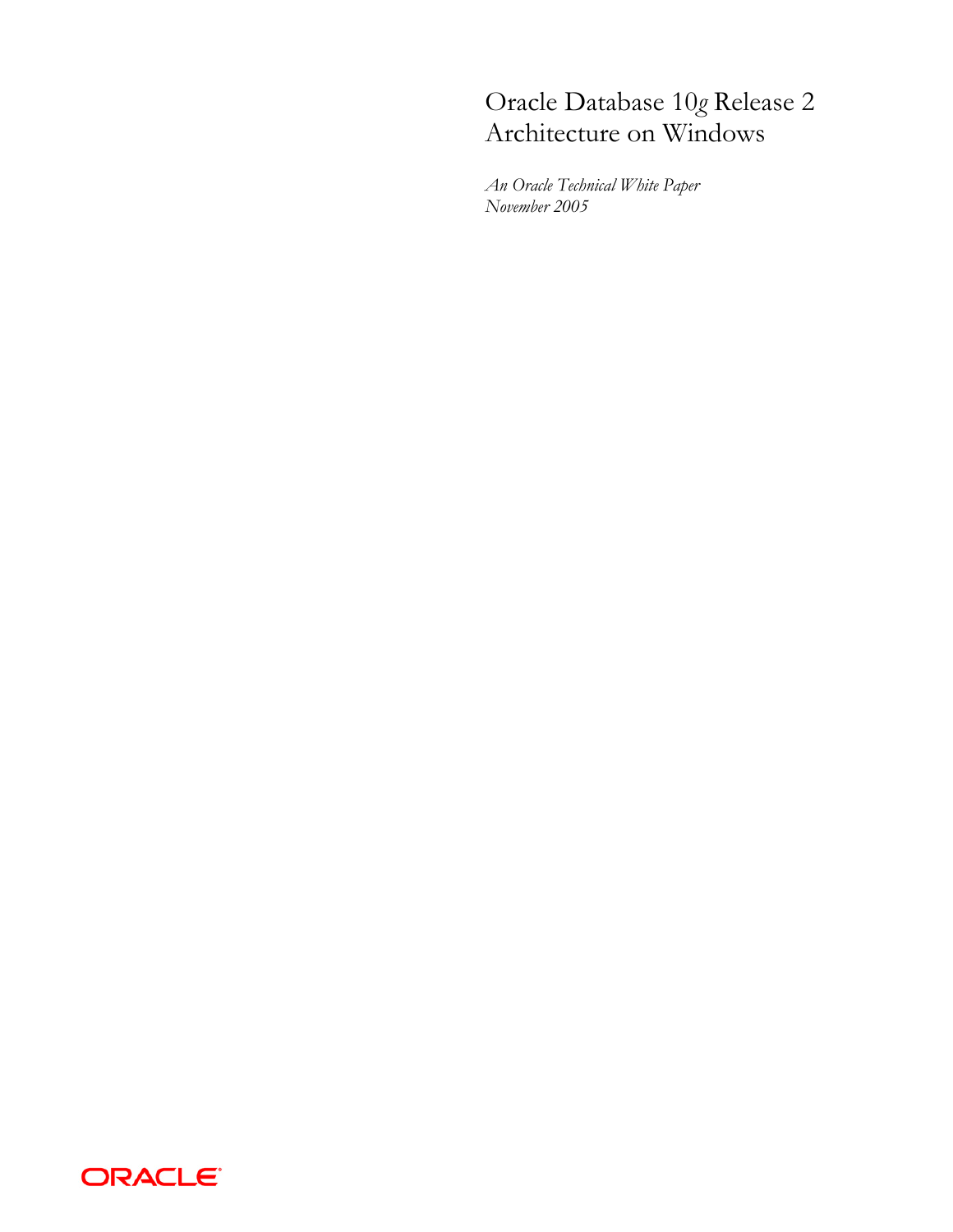# Oracle Database 10*g* Release 2 Architecture on Windows

*An Oracle Technical White Paper*
*November 2005*

ORACLE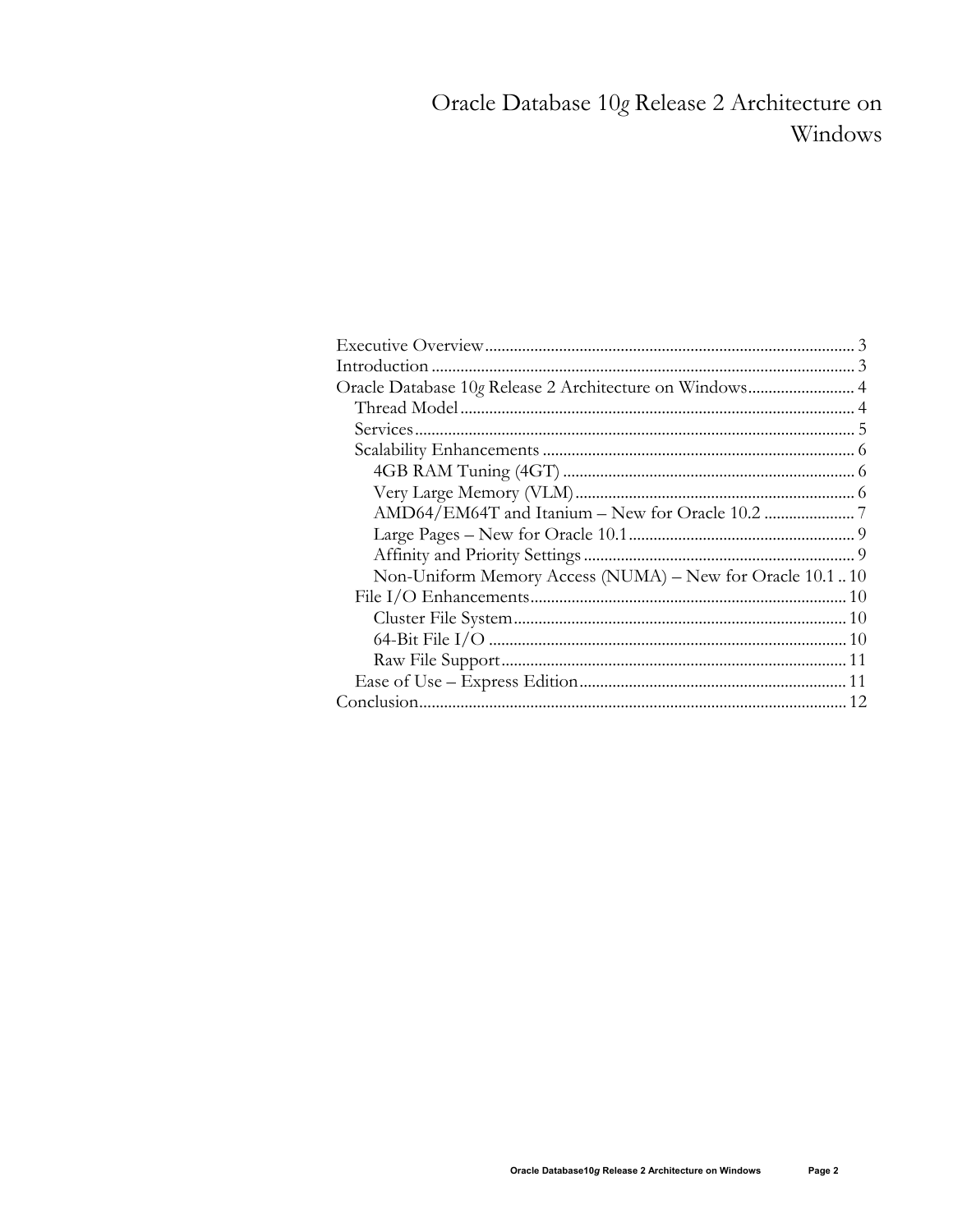# Oracle Database 10*g* Release 2 Architecture on Windows

- Executive Overview ... 3
- Introduction ... 3
- Oracle Database 10*g* Release 2 Architecture on Windows ... 4
  - Thread Model ... 4
  - Services ... 5
  - Scalability Enhancements ... 6
    - 4GB RAM Tuning (4GT) ... 6
    - Very Large Memory (VLM) ... 6
    - AMD64/EM64T and Itanium – New for Oracle 10.2 ... 7
    - Large Pages – New for Oracle 10.1 ... 9
    - Affinity and Priority Settings ... 9
    - Non-Uniform Memory Access (NUMA) – New for Oracle 10.1 ... 10
  - File I/O Enhancements ... 10
    - Cluster File System ... 10
    - 64-Bit File I/O ... 10
    - Raw File Support ... 11
  - Ease of Use – Express Edition ... 11
- Conclusion ... 12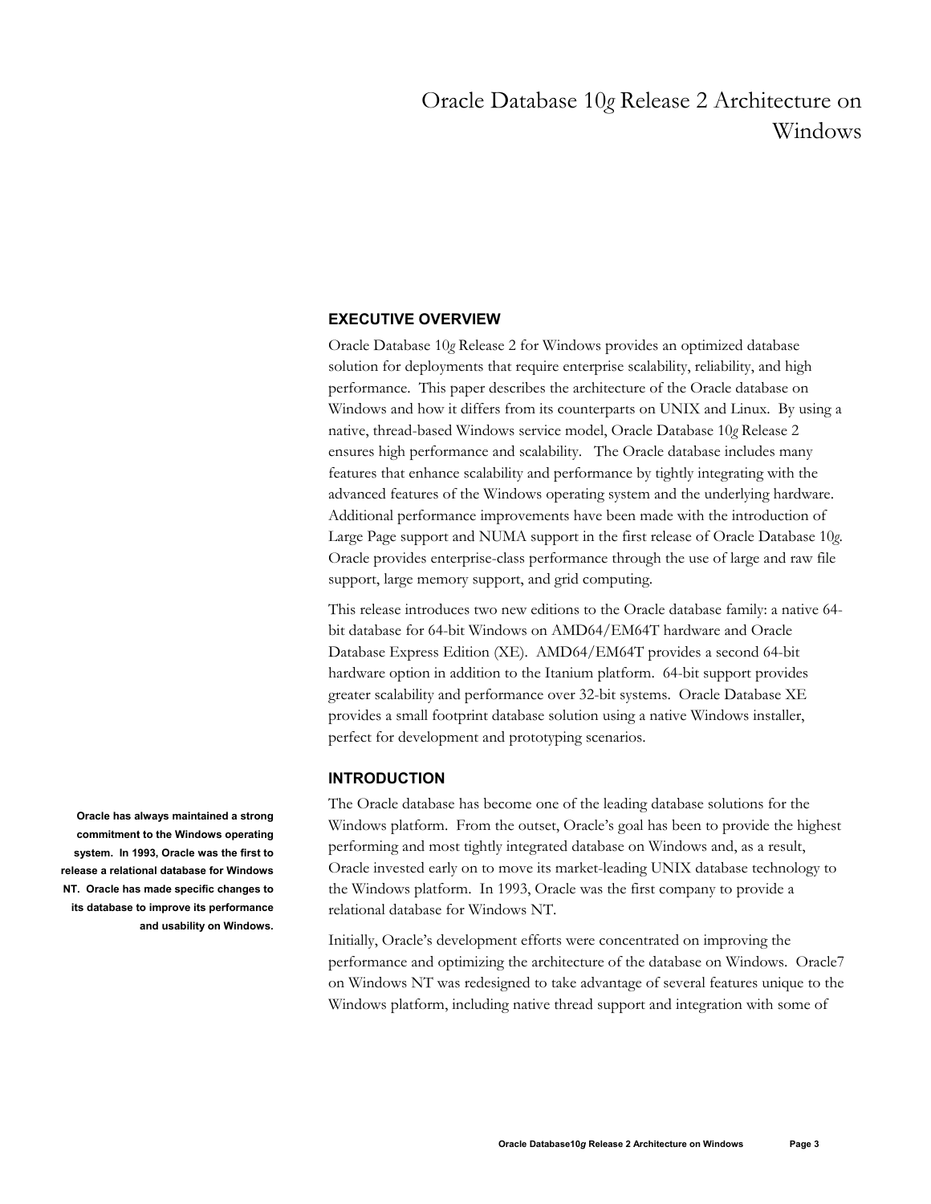# Oracle Database 10*g* Release 2 Architecture on Windows

## EXECUTIVE OVERVIEW

Oracle Database 10*g* Release 2 for Windows provides an optimized database solution for deployments that require enterprise scalability, reliability, and high performance. This paper describes the architecture of the Oracle database on Windows and how it differs from its counterparts on UNIX and Linux. By using a native, thread-based Windows service model, Oracle Database 10*g* Release 2 ensures high performance and scalability. The Oracle database includes many features that enhance scalability and performance by tightly integrating with the advanced features of the Windows operating system and the underlying hardware. Additional performance improvements have been made with the introduction of Large Page support and NUMA support in the first release of Oracle Database 10*g*. Oracle provides enterprise-class performance through the use of large and raw file support, large memory support, and grid computing.

This release introduces two new editions to the Oracle database family: a native 64-bit database for 64-bit Windows on AMD64/EM64T hardware and Oracle Database Express Edition (XE). AMD64/EM64T provides a second 64-bit hardware option in addition to the Itanium platform. 64-bit support provides greater scalability and performance over 32-bit systems. Oracle Database XE provides a small footprint database solution using a native Windows installer, perfect for development and prototyping scenarios.

## INTRODUCTION

**Oracle has always maintained a strong commitment to the Windows operating system. In 1993, Oracle was the first to release a relational database for Windows NT. Oracle has made specific changes to its database to improve its performance and usability on Windows.**

The Oracle database has become one of the leading database solutions for the Windows platform. From the outset, Oracle's goal has been to provide the highest performing and most tightly integrated database on Windows and, as a result, Oracle invested early on to move its market-leading UNIX database technology to the Windows platform. In 1993, Oracle was the first company to provide a relational database for Windows NT.

Initially, Oracle's development efforts were concentrated on improving the performance and optimizing the architecture of the database on Windows. Oracle7 on Windows NT was redesigned to take advantage of several features unique to the Windows platform, including native thread support and integration with some of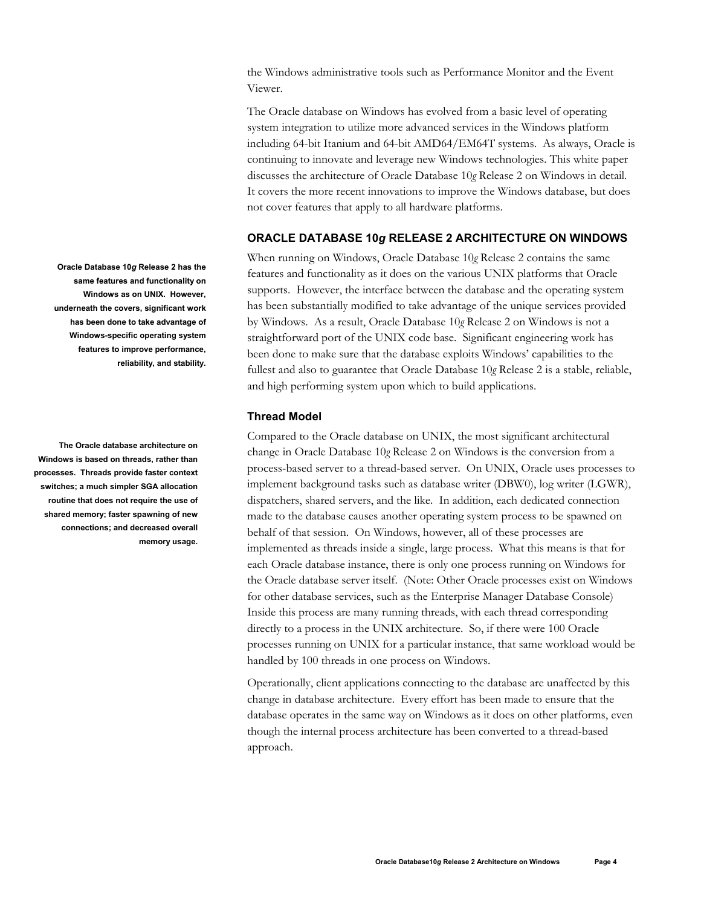the Windows administrative tools such as Performance Monitor and the Event Viewer.

The Oracle database on Windows has evolved from a basic level of operating system integration to utilize more advanced services in the Windows platform including 64-bit Itanium and 64-bit AMD64/EM64T systems. As always, Oracle is continuing to innovate and leverage new Windows technologies. This white paper discusses the architecture of Oracle Database 10*g* Release 2 on Windows in detail. It covers the more recent innovations to improve the Windows database, but does not cover features that apply to all hardware platforms.

## ORACLE DATABASE 10*g* RELEASE 2 ARCHITECTURE ON WINDOWS

**Oracle Database 10*g* Release 2 has the same features and functionality on Windows as on UNIX. However, underneath the covers, significant work has been done to take advantage of Windows-specific operating system features to improve performance, reliability, and stability.**

When running on Windows, Oracle Database 10*g* Release 2 contains the same features and functionality as it does on the various UNIX platforms that Oracle supports. However, the interface between the database and the operating system has been substantially modified to take advantage of the unique services provided by Windows. As a result, Oracle Database 10*g* Release 2 on Windows is not a straightforward port of the UNIX code base. Significant engineering work has been done to make sure that the database exploits Windows' capabilities to the fullest and also to guarantee that Oracle Database 10*g* Release 2 is a stable, reliable, and high performing system upon which to build applications.

### Thread Model

**The Oracle database architecture on Windows is based on threads, rather than processes. Threads provide faster context switches; a much simpler SGA allocation routine that does not require the use of shared memory; faster spawning of new connections; and decreased overall memory usage.**

Compared to the Oracle database on UNIX, the most significant architectural change in Oracle Database 10*g* Release 2 on Windows is the conversion from a process-based server to a thread-based server. On UNIX, Oracle uses processes to implement background tasks such as database writer (DBW0), log writer (LGWR), dispatchers, shared servers, and the like. In addition, each dedicated connection made to the database causes another operating system process to be spawned on behalf of that session. On Windows, however, all of these processes are implemented as threads inside a single, large process. What this means is that for each Oracle database instance, there is only one process running on Windows for the Oracle database server itself. (Note: Other Oracle processes exist on Windows for other database services, such as the Enterprise Manager Database Console) Inside this process are many running threads, with each thread corresponding directly to a process in the UNIX architecture. So, if there were 100 Oracle processes running on UNIX for a particular instance, that same workload would be handled by 100 threads in one process on Windows.

Operationally, client applications connecting to the database are unaffected by this change in database architecture. Every effort has been made to ensure that the database operates in the same way on Windows as it does on other platforms, even though the internal process architecture has been converted to a thread-based approach.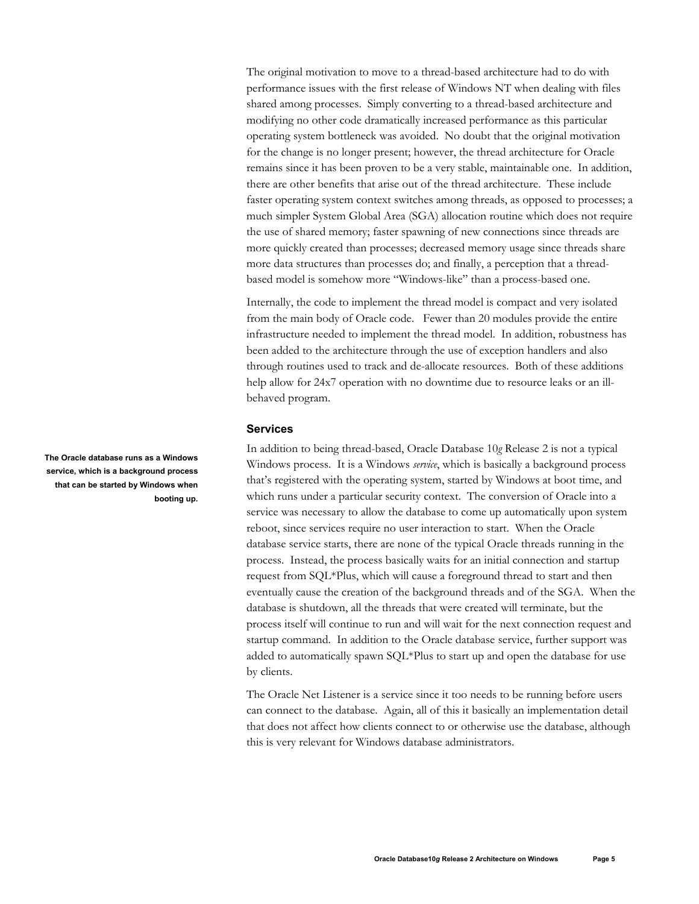The original motivation to move to a thread-based architecture had to do with performance issues with the first release of Windows NT when dealing with files shared among processes. Simply converting to a thread-based architecture and modifying no other code dramatically increased performance as this particular operating system bottleneck was avoided. No doubt that the original motivation for the change is no longer present; however, the thread architecture for Oracle remains since it has been proven to be a very stable, maintainable one. In addition, there are other benefits that arise out of the thread architecture. These include faster operating system context switches among threads, as opposed to processes; a much simpler System Global Area (SGA) allocation routine which does not require the use of shared memory; faster spawning of new connections since threads are more quickly created than processes; decreased memory usage since threads share more data structures than processes do; and finally, a perception that a thread-based model is somehow more "Windows-like" than a process-based one.

Internally, the code to implement the thread model is compact and very isolated from the main body of Oracle code. Fewer than 20 modules provide the entire infrastructure needed to implement the thread model. In addition, robustness has been added to the architecture through the use of exception handlers and also through routines used to track and de-allocate resources. Both of these additions help allow for 24x7 operation with no downtime due to resource leaks or an ill-behaved program.

### Services

**The Oracle database runs as a Windows service, which is a background process that can be started by Windows when booting up.**

In addition to being thread-based, Oracle Database 10*g* Release 2 is not a typical Windows process. It is a Windows *service*, which is basically a background process that's registered with the operating system, started by Windows at boot time, and which runs under a particular security context. The conversion of Oracle into a service was necessary to allow the database to come up automatically upon system reboot, since services require no user interaction to start. When the Oracle database service starts, there are none of the typical Oracle threads running in the process. Instead, the process basically waits for an initial connection and startup request from SQL*Plus, which will cause a foreground thread to start and then eventually cause the creation of the background threads and of the SGA. When the database is shutdown, all the threads that were created will terminate, but the process itself will continue to run and will wait for the next connection request and startup command. In addition to the Oracle database service, further support was added to automatically spawn SQL*Plus to start up and open the database for use by clients.

The Oracle Net Listener is a service since it too needs to be running before users can connect to the database. Again, all of this it basically an implementation detail that does not affect how clients connect to or otherwise use the database, although this is very relevant for Windows database administrators.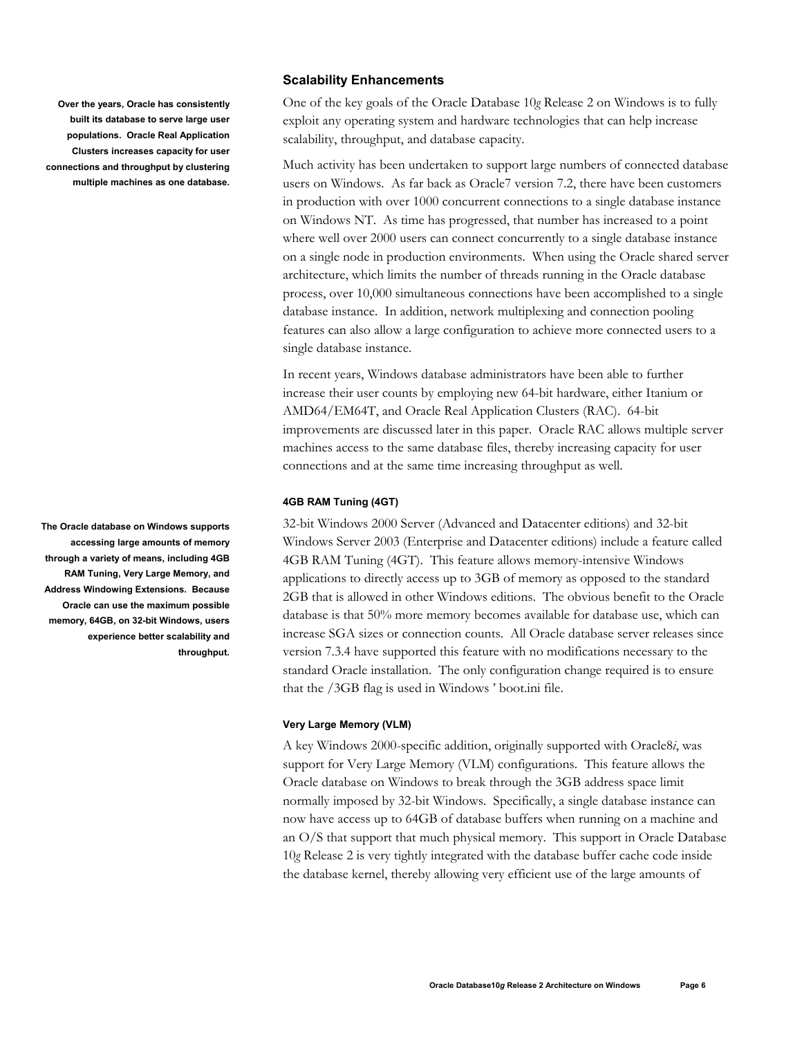## Scalability Enhancements

**Over the years, Oracle has consistently built its database to serve large user populations. Oracle Real Application Clusters increases capacity for user connections and throughput by clustering multiple machines as one database.**

One of the key goals of the Oracle Database 10*g* Release 2 on Windows is to fully exploit any operating system and hardware technologies that can help increase scalability, throughput, and database capacity.

Much activity has been undertaken to support large numbers of connected database users on Windows. As far back as Oracle7 version 7.2, there have been customers in production with over 1000 concurrent connections to a single database instance on Windows NT. As time has progressed, that number has increased to a point where well over 2000 users can connect concurrently to a single database instance on a single node in production environments. When using the Oracle shared server architecture, which limits the number of threads running in the Oracle database process, over 10,000 simultaneous connections have been accomplished to a single database instance. In addition, network multiplexing and connection pooling features can also allow a large configuration to achieve more connected users to a single database instance.

In recent years, Windows database administrators have been able to further increase their user counts by employing new 64-bit hardware, either Itanium or AMD64/EM64T, and Oracle Real Application Clusters (RAC). 64-bit improvements are discussed later in this paper. Oracle RAC allows multiple server machines access to the same database files, thereby increasing capacity for user connections and at the same time increasing throughput as well.

#### 4GB RAM Tuning (4GT)

**The Oracle database on Windows supports accessing large amounts of memory through a variety of means, including 4GB RAM Tuning, Very Large Memory, and Address Windowing Extensions. Because Oracle can use the maximum possible memory, 64GB, on 32-bit Windows, users experience better scalability and throughput.**

32-bit Windows 2000 Server (Advanced and Datacenter editions) and 32-bit Windows Server 2003 (Enterprise and Datacenter editions) include a feature called 4GB RAM Tuning (4GT). This feature allows memory-intensive Windows applications to directly access up to 3GB of memory as opposed to the standard 2GB that is allowed in other Windows editions. The obvious benefit to the Oracle database is that 50% more memory becomes available for database use, which can increase SGA sizes or connection counts. All Oracle database server releases since version 7.3.4 have supported this feature with no modifications necessary to the standard Oracle installation. The only configuration change required is to ensure that the /3GB flag is used in Windows ' boot.ini file.

#### Very Large Memory (VLM)

A key Windows 2000-specific addition, originally supported with Oracle8*i*, was support for Very Large Memory (VLM) configurations. This feature allows the Oracle database on Windows to break through the 3GB address space limit normally imposed by 32-bit Windows. Specifically, a single database instance can now have access up to 64GB of database buffers when running on a machine and an O/S that support that much physical memory. This support in Oracle Database 10*g* Release 2 is very tightly integrated with the database buffer cache code inside the database kernel, thereby allowing very efficient use of the large amounts of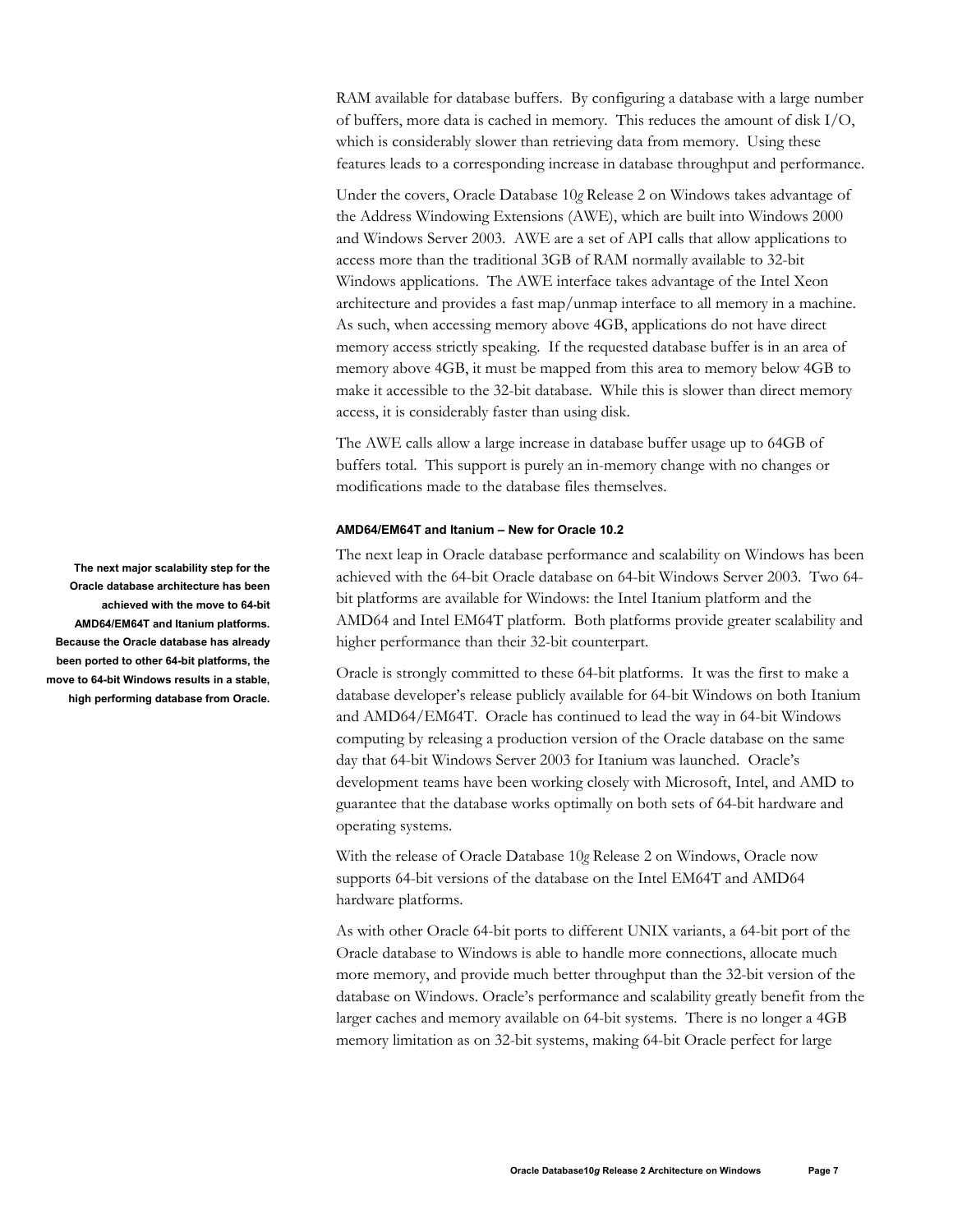RAM available for database buffers. By configuring a database with a large number of buffers, more data is cached in memory. This reduces the amount of disk I/O, which is considerably slower than retrieving data from memory. Using these features leads to a corresponding increase in database throughput and performance.

Under the covers, Oracle Database 10*g* Release 2 on Windows takes advantage of the Address Windowing Extensions (AWE), which are built into Windows 2000 and Windows Server 2003. AWE are a set of API calls that allow applications to access more than the traditional 3GB of RAM normally available to 32-bit Windows applications. The AWE interface takes advantage of the Intel Xeon architecture and provides a fast map/unmap interface to all memory in a machine. As such, when accessing memory above 4GB, applications do not have direct memory access strictly speaking. If the requested database buffer is in an area of memory above 4GB, it must be mapped from this area to memory below 4GB to make it accessible to the 32-bit database. While this is slower than direct memory access, it is considerably faster than using disk.

The AWE calls allow a large increase in database buffer usage up to 64GB of buffers total. This support is purely an in-memory change with no changes or modifications made to the database files themselves.

#### AMD64/EM64T and Itanium – New for Oracle 10.2

**The next major scalability step for the Oracle database architecture has been achieved with the move to 64-bit AMD64/EM64T and Itanium platforms. Because the Oracle database has already been ported to other 64-bit platforms, the move to 64-bit Windows results in a stable, high performing database from Oracle.**

The next leap in Oracle database performance and scalability on Windows has been achieved with the 64-bit Oracle database on 64-bit Windows Server 2003. Two 64-bit platforms are available for Windows: the Intel Itanium platform and the AMD64 and Intel EM64T platform. Both platforms provide greater scalability and higher performance than their 32-bit counterpart.

Oracle is strongly committed to these 64-bit platforms. It was the first to make a database developer's release publicly available for 64-bit Windows on both Itanium and AMD64/EM64T. Oracle has continued to lead the way in 64-bit Windows computing by releasing a production version of the Oracle database on the same day that 64-bit Windows Server 2003 for Itanium was launched. Oracle's development teams have been working closely with Microsoft, Intel, and AMD to guarantee that the database works optimally on both sets of 64-bit hardware and operating systems.

With the release of Oracle Database 10*g* Release 2 on Windows, Oracle now supports 64-bit versions of the database on the Intel EM64T and AMD64 hardware platforms.

As with other Oracle 64-bit ports to different UNIX variants, a 64-bit port of the Oracle database to Windows is able to handle more connections, allocate much more memory, and provide much better throughput than the 32-bit version of the database on Windows. Oracle's performance and scalability greatly benefit from the larger caches and memory available on 64-bit systems. There is no longer a 4GB memory limitation as on 32-bit systems, making 64-bit Oracle perfect for large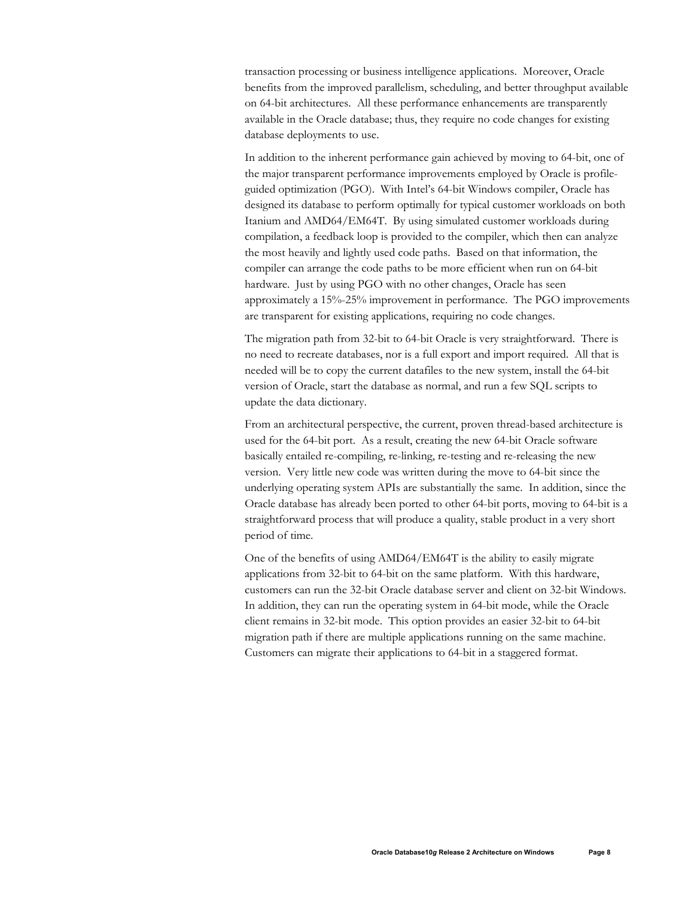transaction processing or business intelligence applications. Moreover, Oracle benefits from the improved parallelism, scheduling, and better throughput available on 64-bit architectures. All these performance enhancements are transparently available in the Oracle database; thus, they require no code changes for existing database deployments to use.

In addition to the inherent performance gain achieved by moving to 64-bit, one of the major transparent performance improvements employed by Oracle is profile-guided optimization (PGO). With Intel's 64-bit Windows compiler, Oracle has designed its database to perform optimally for typical customer workloads on both Itanium and AMD64/EM64T. By using simulated customer workloads during compilation, a feedback loop is provided to the compiler, which then can analyze the most heavily and lightly used code paths. Based on that information, the compiler can arrange the code paths to be more efficient when run on 64-bit hardware. Just by using PGO with no other changes, Oracle has seen approximately a 15%-25% improvement in performance. The PGO improvements are transparent for existing applications, requiring no code changes.

The migration path from 32-bit to 64-bit Oracle is very straightforward. There is no need to recreate databases, nor is a full export and import required. All that is needed will be to copy the current datafiles to the new system, install the 64-bit version of Oracle, start the database as normal, and run a few SQL scripts to update the data dictionary.

From an architectural perspective, the current, proven thread-based architecture is used for the 64-bit port. As a result, creating the new 64-bit Oracle software basically entailed re-compiling, re-linking, re-testing and re-releasing the new version. Very little new code was written during the move to 64-bit since the underlying operating system APIs are substantially the same. In addition, since the Oracle database has already been ported to other 64-bit ports, moving to 64-bit is a straightforward process that will produce a quality, stable product in a very short period of time.

One of the benefits of using AMD64/EM64T is the ability to easily migrate applications from 32-bit to 64-bit on the same platform. With this hardware, customers can run the 32-bit Oracle database server and client on 32-bit Windows. In addition, they can run the operating system in 64-bit mode, while the Oracle client remains in 32-bit mode. This option provides an easier 32-bit to 64-bit migration path if there are multiple applications running on the same machine. Customers can migrate their applications to 64-bit in a staggered format.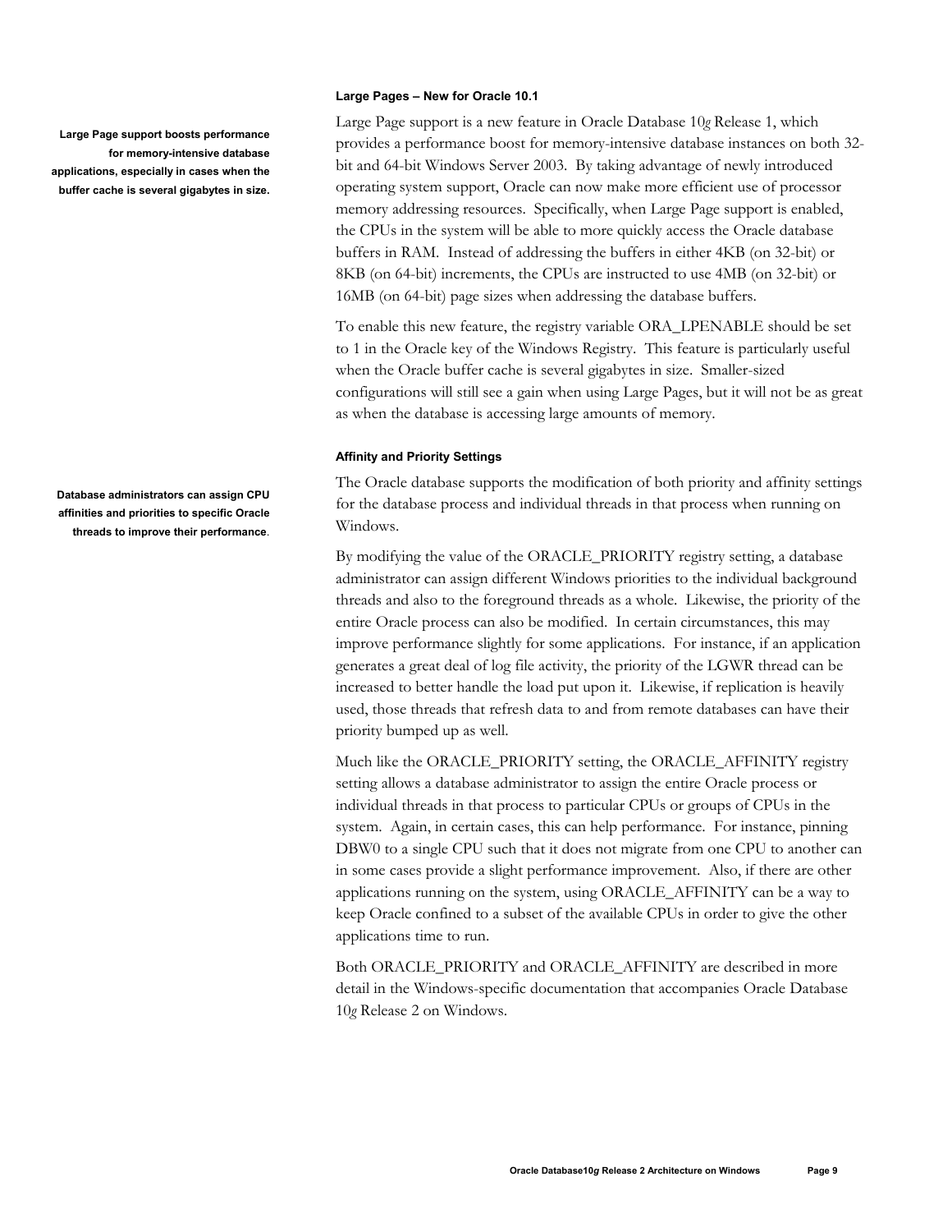### Large Pages – New for Oracle 10.1

**Large Page support boosts performance for memory-intensive database applications, especially in cases when the buffer cache is several gigabytes in size.**

Large Page support is a new feature in Oracle Database 10*g* Release 1, which provides a performance boost for memory-intensive database instances on both 32-bit and 64-bit Windows Server 2003. By taking advantage of newly introduced operating system support, Oracle can now make more efficient use of processor memory addressing resources. Specifically, when Large Page support is enabled, the CPUs in the system will be able to more quickly access the Oracle database buffers in RAM. Instead of addressing the buffers in either 4KB (on 32-bit) or 8KB (on 64-bit) increments, the CPUs are instructed to use 4MB (on 32-bit) or 16MB (on 64-bit) page sizes when addressing the database buffers.

To enable this new feature, the registry variable ORA_LPENABLE should be set to 1 in the Oracle key of the Windows Registry. This feature is particularly useful when the Oracle buffer cache is several gigabytes in size. Smaller-sized configurations will still see a gain when using Large Pages, but it will not be as great as when the database is accessing large amounts of memory.

### Affinity and Priority Settings

**Database administrators can assign CPU affinities and priorities to specific Oracle threads to improve their performance**.

The Oracle database supports the modification of both priority and affinity settings for the database process and individual threads in that process when running on Windows.

By modifying the value of the ORACLE_PRIORITY registry setting, a database administrator can assign different Windows priorities to the individual background threads and also to the foreground threads as a whole. Likewise, the priority of the entire Oracle process can also be modified. In certain circumstances, this may improve performance slightly for some applications. For instance, if an application generates a great deal of log file activity, the priority of the LGWR thread can be increased to better handle the load put upon it. Likewise, if replication is heavily used, those threads that refresh data to and from remote databases can have their priority bumped up as well.

Much like the ORACLE_PRIORITY setting, the ORACLE_AFFINITY registry setting allows a database administrator to assign the entire Oracle process or individual threads in that process to particular CPUs or groups of CPUs in the system. Again, in certain cases, this can help performance. For instance, pinning DBW0 to a single CPU such that it does not migrate from one CPU to another can in some cases provide a slight performance improvement. Also, if there are other applications running on the system, using ORACLE_AFFINITY can be a way to keep Oracle confined to a subset of the available CPUs in order to give the other applications time to run.

Both ORACLE_PRIORITY and ORACLE_AFFINITY are described in more detail in the Windows-specific documentation that accompanies Oracle Database 10*g* Release 2 on Windows.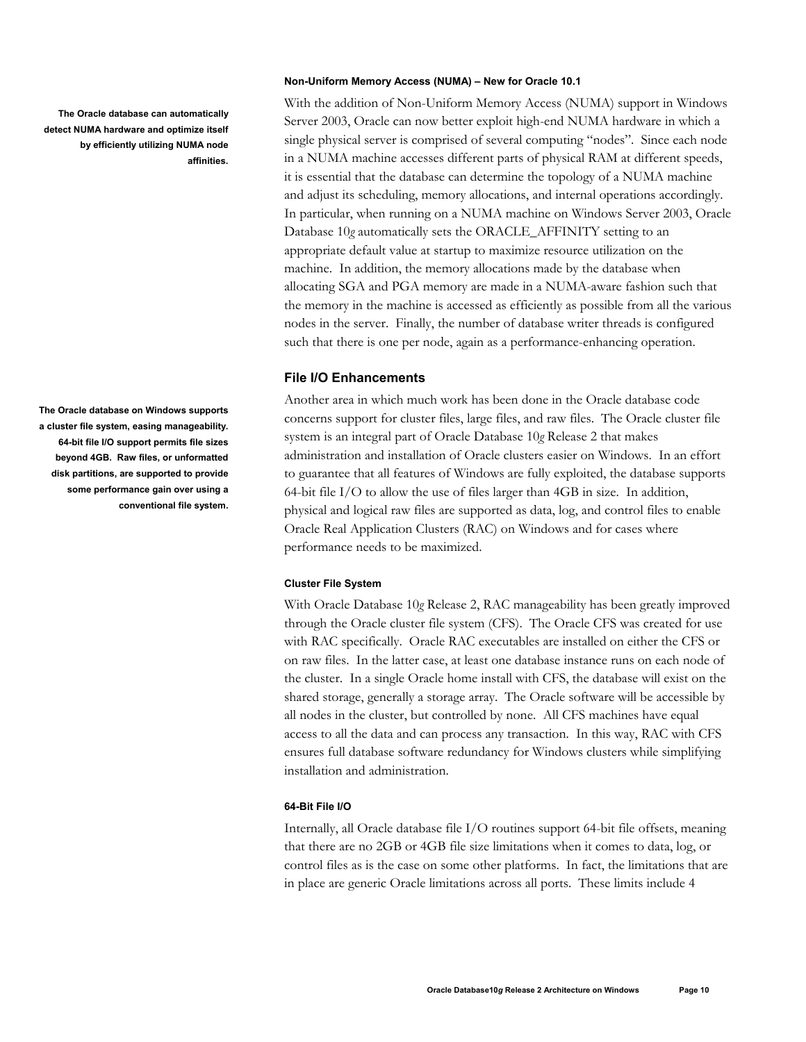#### Non-Uniform Memory Access (NUMA) – New for Oracle 10.1

**The Oracle database can automatically detect NUMA hardware and optimize itself by efficiently utilizing NUMA node affinities.**

With the addition of Non-Uniform Memory Access (NUMA) support in Windows Server 2003, Oracle can now better exploit high-end NUMA hardware in which a single physical server is comprised of several computing "nodes". Since each node in a NUMA machine accesses different parts of physical RAM at different speeds, it is essential that the database can determine the topology of a NUMA machine and adjust its scheduling, memory allocations, and internal operations accordingly. In particular, when running on a NUMA machine on Windows Server 2003, Oracle Database 10*g* automatically sets the ORACLE_AFFINITY setting to an appropriate default value at startup to maximize resource utilization on the machine. In addition, the memory allocations made by the database when allocating SGA and PGA memory are made in a NUMA-aware fashion such that the memory in the machine is accessed as efficiently as possible from all the various nodes in the server. Finally, the number of database writer threads is configured such that there is one per node, again as a performance-enhancing operation.

### File I/O Enhancements

**The Oracle database on Windows supports a cluster file system, easing manageability. 64-bit file I/O support permits file sizes beyond 4GB. Raw files, or unformatted disk partitions, are supported to provide some performance gain over using a conventional file system.**

Another area in which much work has been done in the Oracle database code concerns support for cluster files, large files, and raw files. The Oracle cluster file system is an integral part of Oracle Database 10*g* Release 2 that makes administration and installation of Oracle clusters easier on Windows. In an effort to guarantee that all features of Windows are fully exploited, the database supports 64-bit file I/O to allow the use of files larger than 4GB in size. In addition, physical and logical raw files are supported as data, log, and control files to enable Oracle Real Application Clusters (RAC) on Windows and for cases where performance needs to be maximized.

#### Cluster File System

With Oracle Database 10*g* Release 2, RAC manageability has been greatly improved through the Oracle cluster file system (CFS). The Oracle CFS was created for use with RAC specifically. Oracle RAC executables are installed on either the CFS or on raw files. In the latter case, at least one database instance runs on each node of the cluster. In a single Oracle home install with CFS, the database will exist on the shared storage, generally a storage array. The Oracle software will be accessible by all nodes in the cluster, but controlled by none. All CFS machines have equal access to all the data and can process any transaction. In this way, RAC with CFS ensures full database software redundancy for Windows clusters while simplifying installation and administration.

#### 64-Bit File I/O

Internally, all Oracle database file I/O routines support 64-bit file offsets, meaning that there are no 2GB or 4GB file size limitations when it comes to data, log, or control files as is the case on some other platforms. In fact, the limitations that are in place are generic Oracle limitations across all ports. These limits include 4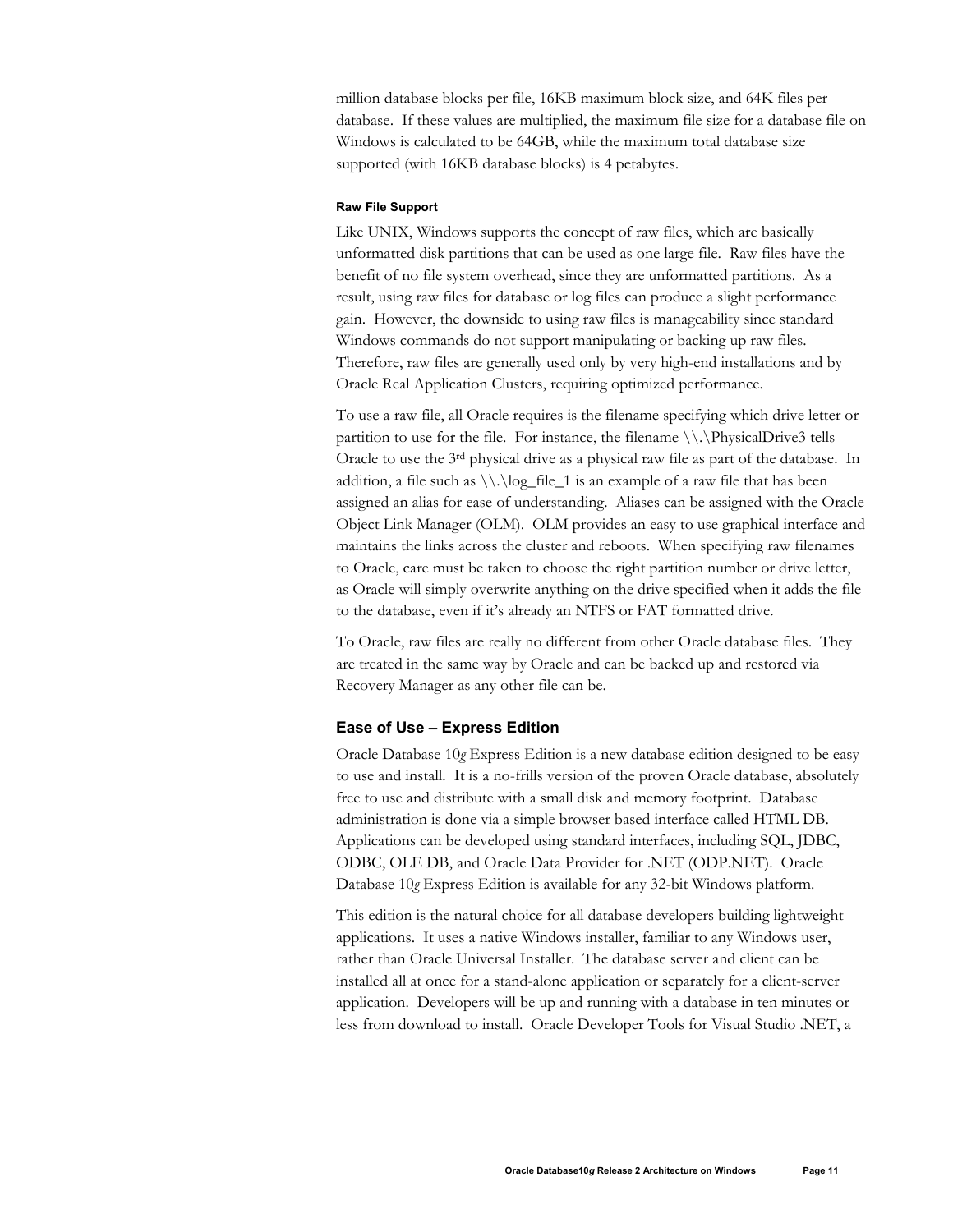million database blocks per file, 16KB maximum block size, and 64K files per database. If these values are multiplied, the maximum file size for a database file on Windows is calculated to be 64GB, while the maximum total database size supported (with 16KB database blocks) is 4 petabytes.

#### Raw File Support

Like UNIX, Windows supports the concept of raw files, which are basically unformatted disk partitions that can be used as one large file. Raw files have the benefit of no file system overhead, since they are unformatted partitions. As a result, using raw files for database or log files can produce a slight performance gain. However, the downside to using raw files is manageability since standard Windows commands do not support manipulating or backing up raw files. Therefore, raw files are generally used only by very high-end installations and by Oracle Real Application Clusters, requiring optimized performance.

To use a raw file, all Oracle requires is the filename specifying which drive letter or partition to use for the file. For instance, the filename \\.\PhysicalDrive3 tells Oracle to use the 3rd physical drive as a physical raw file as part of the database. In addition, a file such as \\.\log_file_1 is an example of a raw file that has been assigned an alias for ease of understanding. Aliases can be assigned with the Oracle Object Link Manager (OLM). OLM provides an easy to use graphical interface and maintains the links across the cluster and reboots. When specifying raw filenames to Oracle, care must be taken to choose the right partition number or drive letter, as Oracle will simply overwrite anything on the drive specified when it adds the file to the database, even if it's already an NTFS or FAT formatted drive.

To Oracle, raw files are really no different from other Oracle database files. They are treated in the same way by Oracle and can be backed up and restored via Recovery Manager as any other file can be.

### Ease of Use – Express Edition

Oracle Database 10*g* Express Edition is a new database edition designed to be easy to use and install. It is a no-frills version of the proven Oracle database, absolutely free to use and distribute with a small disk and memory footprint. Database administration is done via a simple browser based interface called HTML DB. Applications can be developed using standard interfaces, including SQL, JDBC, ODBC, OLE DB, and Oracle Data Provider for .NET (ODP.NET). Oracle Database 10*g* Express Edition is available for any 32-bit Windows platform.

This edition is the natural choice for all database developers building lightweight applications. It uses a native Windows installer, familiar to any Windows user, rather than Oracle Universal Installer. The database server and client can be installed all at once for a stand-alone application or separately for a client-server application. Developers will be up and running with a database in ten minutes or less from download to install. Oracle Developer Tools for Visual Studio .NET, a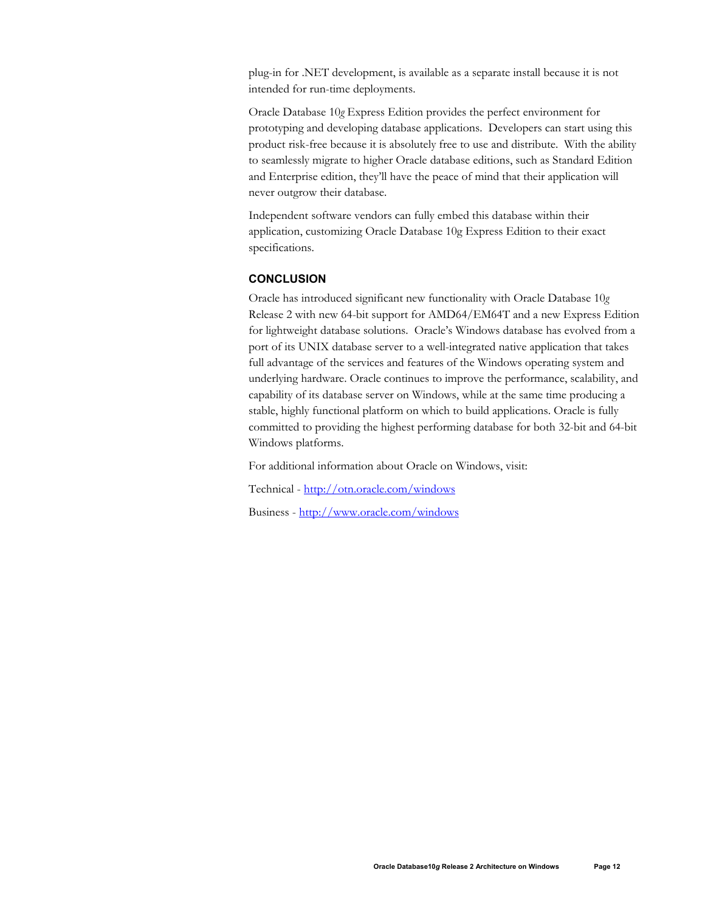plug-in for .NET development, is available as a separate install because it is not intended for run-time deployments.

Oracle Database 10*g* Express Edition provides the perfect environment for prototyping and developing database applications. Developers can start using this product risk-free because it is absolutely free to use and distribute. With the ability to seamlessly migrate to higher Oracle database editions, such as Standard Edition and Enterprise edition, they'll have the peace of mind that their application will never outgrow their database.

Independent software vendors can fully embed this database within their application, customizing Oracle Database 10g Express Edition to their exact specifications.

## CONCLUSION

Oracle has introduced significant new functionality with Oracle Database 10*g* Release 2 with new 64-bit support for AMD64/EM64T and a new Express Edition for lightweight database solutions. Oracle's Windows database has evolved from a port of its UNIX database server to a well-integrated native application that takes full advantage of the services and features of the Windows operating system and underlying hardware. Oracle continues to improve the performance, scalability, and capability of its database server on Windows, while at the same time producing a stable, highly functional platform on which to build applications. Oracle is fully committed to providing the highest performing database for both 32-bit and 64-bit Windows platforms.

For additional information about Oracle on Windows, visit:

Technical - [http://otn.oracle.com/windows](http://otn.oracle.com/windows)

Business - [http://www.oracle.com/windows](http://www.oracle.com/windows)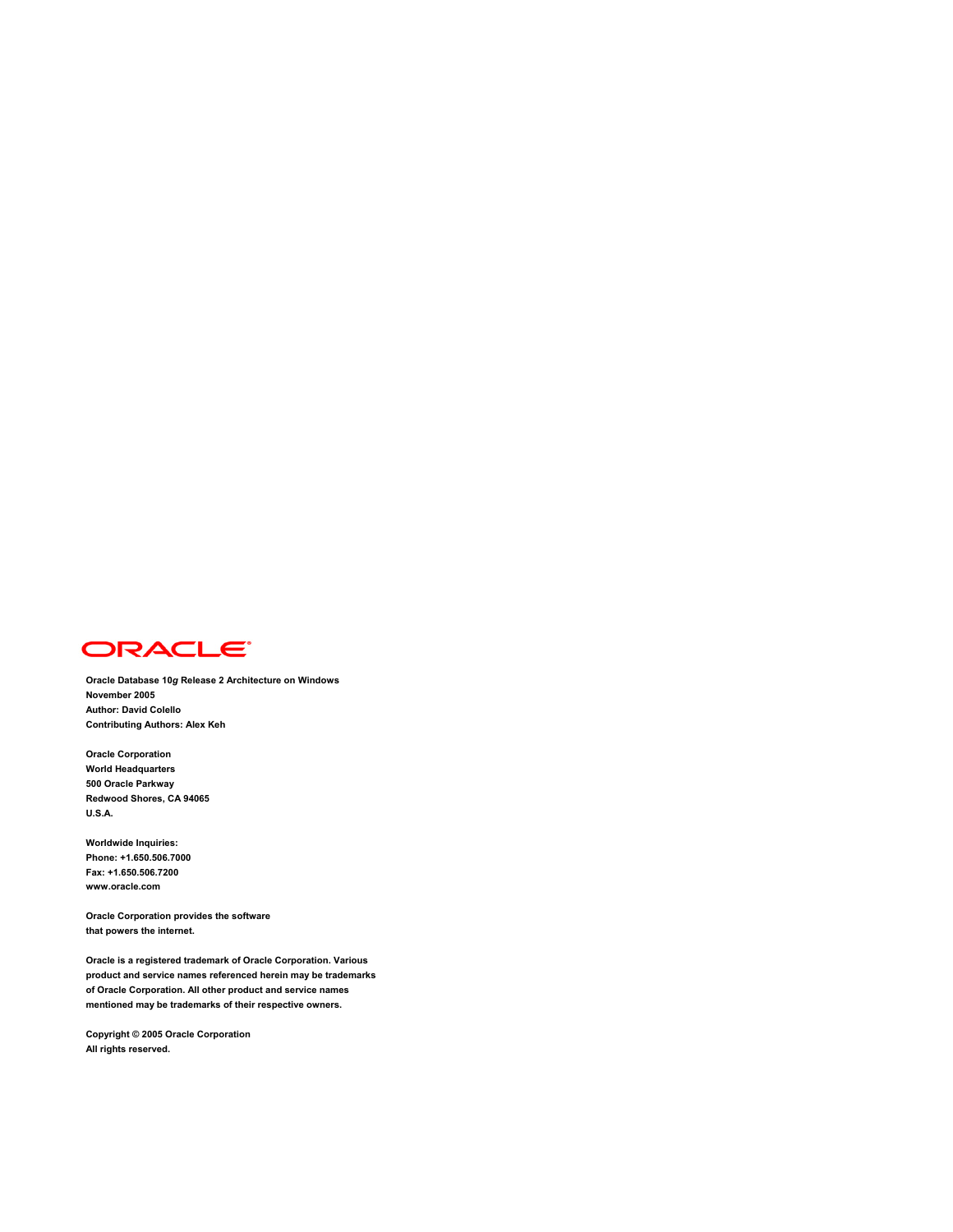ORACLE

**Oracle Database 10*g* Release 2 Architecture on Windows**
**November 2005**
**Author: David Colello**
**Contributing Authors: Alex Keh**

**Oracle Corporation**
**World Headquarters**
**500 Oracle Parkway**
**Redwood Shores, CA 94065**
**U.S.A.**

**Worldwide Inquiries:**
**Phone: +1.650.506.7000**
**Fax: +1.650.506.7200**
**www.oracle.com**

**Oracle Corporation provides the software**
**that powers the internet.**

**Oracle is a registered trademark of Oracle Corporation. Various**
**product and service names referenced herein may be trademarks**
**of Oracle Corporation. All other product and service names**
**mentioned may be trademarks of their respective owners.**

**Copyright © 2005 Oracle Corporation**
**All rights reserved.**